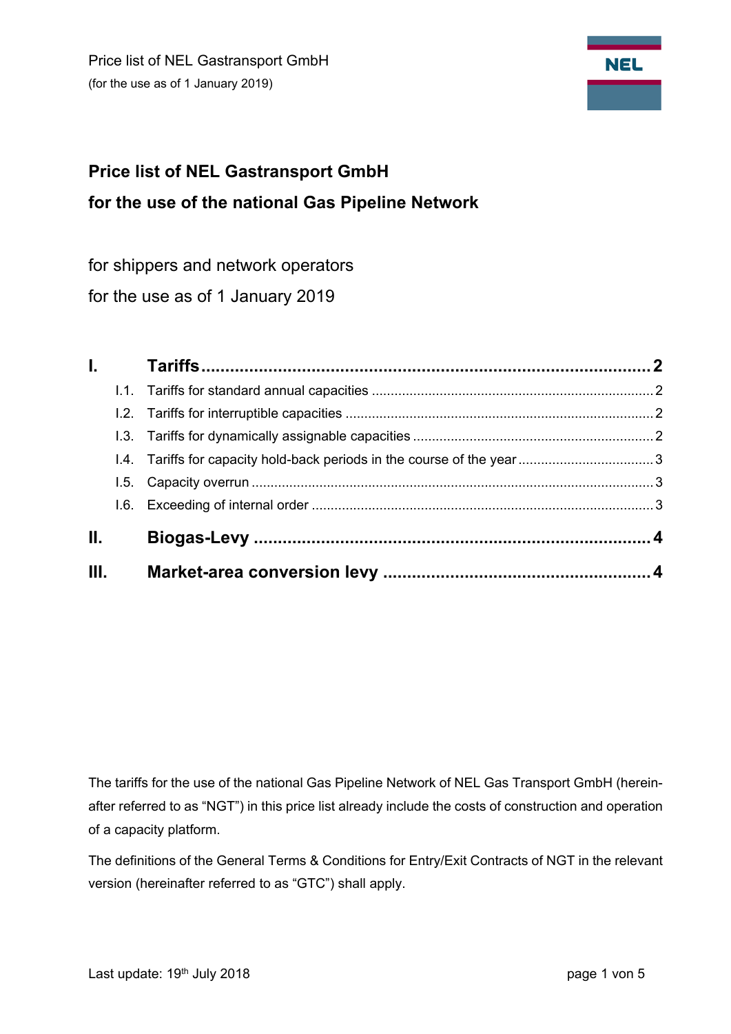# Price list of NEL Gastransport GmbH

# for the use of the national Gas Pipeline Network

for shippers and network operators

for the use as of 1 January 2019

| | | |
|---|---|---|
| **I.** | **Tariffs** | **2** |
| I.1. | Tariffs for standard annual capacities | 2 |
| I.2. | Tariffs for interruptible capacities | 2 |
| I.3. | Tariffs for dynamically assignable capacities | 2 |
| I.4. | Tariffs for capacity hold-back periods in the course of the year | 3 |
| I.5. | Capacity overrun | 3 |
| I.6. | Exceeding of internal order | 3 |
| **II.** | **Biogas-Levy** | **4** |
| **III.** | **Market-area conversion levy** | **4** |

The tariffs for the use of the national Gas Pipeline Network of NEL Gas Transport GmbH (hereinafter referred to as "NGT") in this price list already include the costs of construction and operation of a capacity platform.

The definitions of the General Terms & Conditions for Entry/Exit Contracts of NGT in the relevant version (hereinafter referred to as "GTC") shall apply.

Last update: 19th July 2018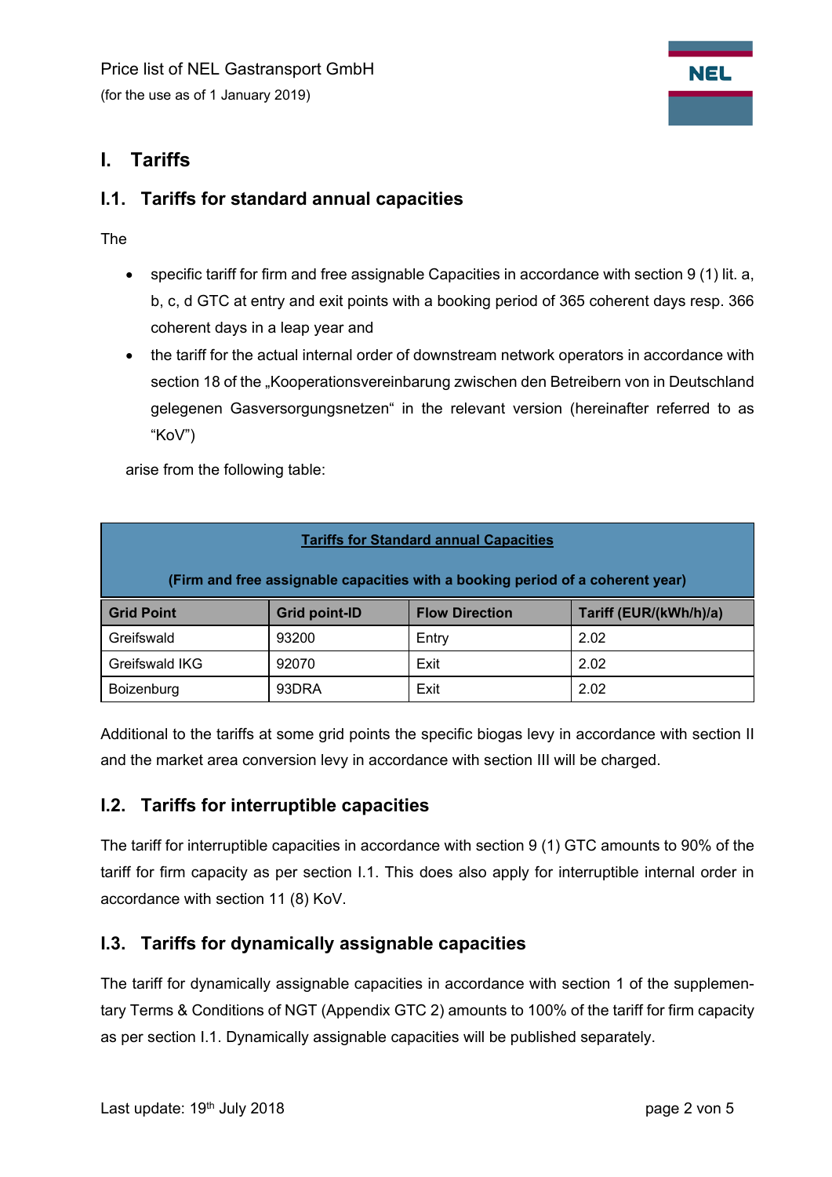Price list of NEL Gastransport GmbH

(for the use as of 1 January 2019)

# I. Tariffs

## I.1. Tariffs for standard annual capacities

The

- specific tariff for firm and free assignable Capacities in accordance with section 9 (1) lit. a, b, c, d GTC at entry and exit points with a booking period of 365 coherent days resp. 366 coherent days in a leap year and
- the tariff for the actual internal order of downstream network operators in accordance with section 18 of the „Kooperationsvereinbarung zwischen den Betreibern von in Deutschland gelegenen Gasversorgungsnetzen" in the relevant version (hereinafter referred to as "KoV")

arise from the following table:

| **Tariffs for Standard annual Capacities** (Firm and free assignable capacities with a booking period of a coherent year) | | | |
|---|---|---|---|
| **Grid Point** | **Grid point-ID** | **Flow Direction** | **Tariff (EUR/(kWh/h)/a)** |
| Greifswald | 93200 | Entry | 2.02 |
| Greifswald IKG | 92070 | Exit | 2.02 |
| Boizenburg | 93DRA | Exit | 2.02 |

Additional to the tariffs at some grid points the specific biogas levy in accordance with section II and the market area conversion levy in accordance with section III will be charged.

## I.2. Tariffs for interruptible capacities

The tariff for interruptible capacities in accordance with section 9 (1) GTC amounts to 90% of the tariff for firm capacity as per section I.1. This does also apply for interruptible internal order in accordance with section 11 (8) KoV.

## I.3. Tariffs for dynamically assignable capacities

The tariff for dynamically assignable capacities in accordance with section 1 of the supplementary Terms & Conditions of NGT (Appendix GTC 2) amounts to 100% of the tariff for firm capacity as per section I.1. Dynamically assignable capacities will be published separately.

Last update: 19th July 2018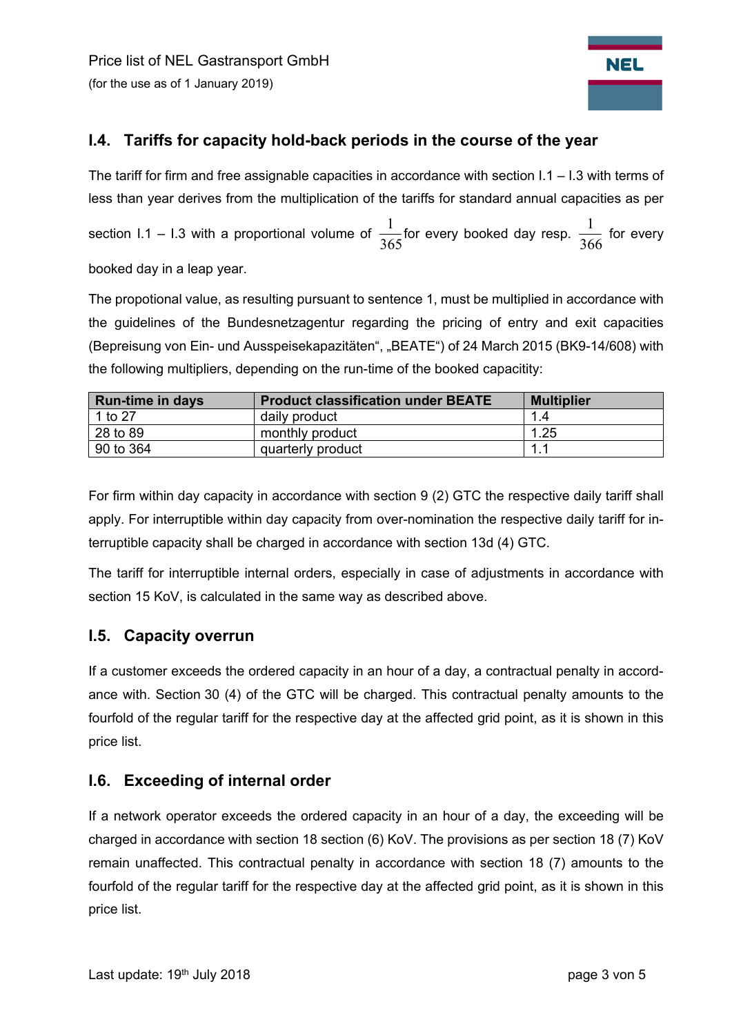## I.4. Tariffs for capacity hold-back periods in the course of the year

The tariff for firm and free assignable capacities in accordance with section I.1 – I.3 with terms of less than year derives from the multiplication of the tariffs for standard annual capacities as per section I.1 – I.3 with a proportional volume of $\frac{1}{365}$ for every booked day resp. $\frac{1}{366}$ for every booked day in a leap year.

The propotional value, as resulting pursuant to sentence 1, must be multiplied in accordance with the guidelines of the Bundesnetzagentur regarding the pricing of entry and exit capacities (Bepreisung von Ein- und Ausspeisekapazitäten", „BEATE") of 24 March 2015 (BK9-14/608) with the following multipliers, depending on the run-time of the booked capacitity:

| Run-time in days | Product classification under BEATE | Multiplier |
|---|---|---|
| 1 to 27 | daily product | 1.4 |
| 28 to 89 | monthly product | 1.25 |
| 90 to 364 | quarterly product | 1.1 |

For firm within day capacity in accordance with section 9 (2) GTC the respective daily tariff shall apply. For interruptible within day capacity from over-nomination the respective daily tariff for interruptible capacity shall be charged in accordance with section 13d (4) GTC.

The tariff for interruptible internal orders, especially in case of adjustments in accordance with section 15 KoV, is calculated in the same way as described above.

## I.5. Capacity overrun

If a customer exceeds the ordered capacity in an hour of a day, a contractual penalty in accordance with. Section 30 (4) of the GTC will be charged. This contractual penalty amounts to the fourfold of the regular tariff for the respective day at the affected grid point, as it is shown in this price list.

## I.6. Exceeding of internal order

If a network operator exceeds the ordered capacity in an hour of a day, the exceeding will be charged in accordance with section 18 section (6) KoV. The provisions as per section 18 (7) KoV remain unaffected. This contractual penalty in accordance with section 18 (7) amounts to the fourfold of the regular tariff for the respective day at the affected grid point, as it is shown in this price list.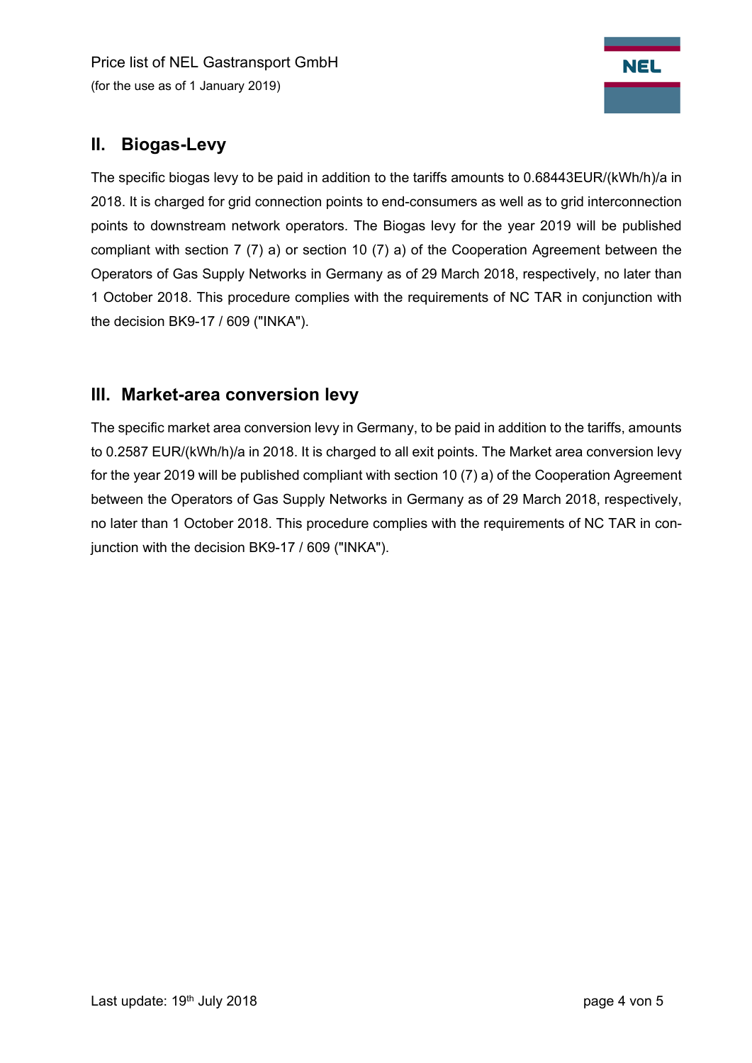## II. Biogas-Levy

The specific biogas levy to be paid in addition to the tariffs amounts to 0.68443EUR/(kWh/h)/a in 2018. It is charged for grid connection points to end-consumers as well as to grid interconnection points to downstream network operators. The Biogas levy for the year 2019 will be published compliant with section 7 (7) a) or section 10 (7) a) of the Cooperation Agreement between the Operators of Gas Supply Networks in Germany as of 29 March 2018, respectively, no later than 1 October 2018. This procedure complies with the requirements of NC TAR in conjunction with the decision BK9-17 / 609 ("INKA").

## III. Market-area conversion levy

The specific market area conversion levy in Germany, to be paid in addition to the tariffs, amounts to 0.2587 EUR/(kWh/h)/a in 2018. It is charged to all exit points. The Market area conversion levy for the year 2019 will be published compliant with section 10 (7) a) of the Cooperation Agreement between the Operators of Gas Supply Networks in Germany as of 29 March 2018, respectively, no later than 1 October 2018. This procedure complies with the requirements of NC TAR in conjunction with the decision BK9-17 / 609 ("INKA").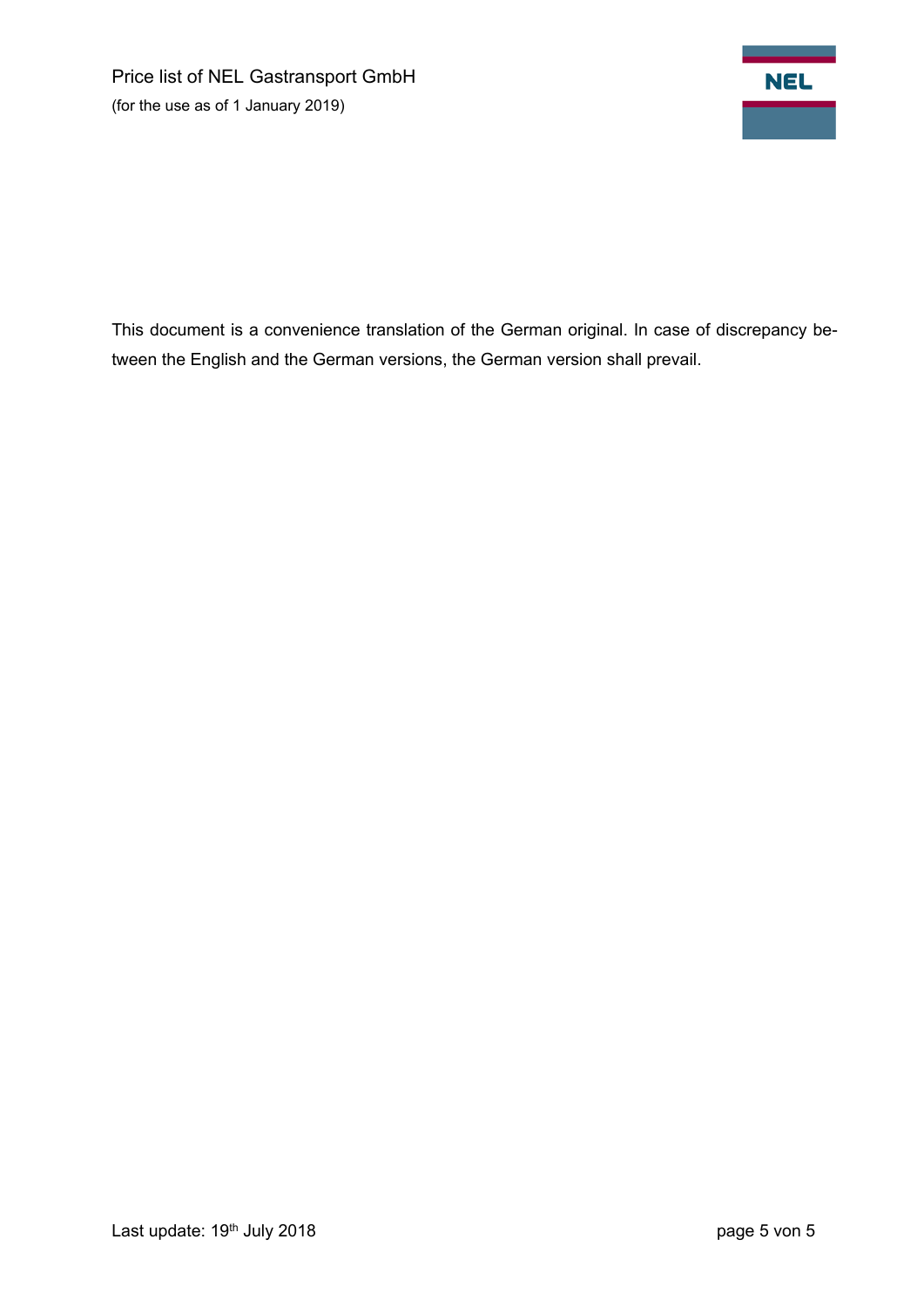This document is a convenience translation of the German original. In case of discrepancy between the English and the German versions, the German version shall prevail.